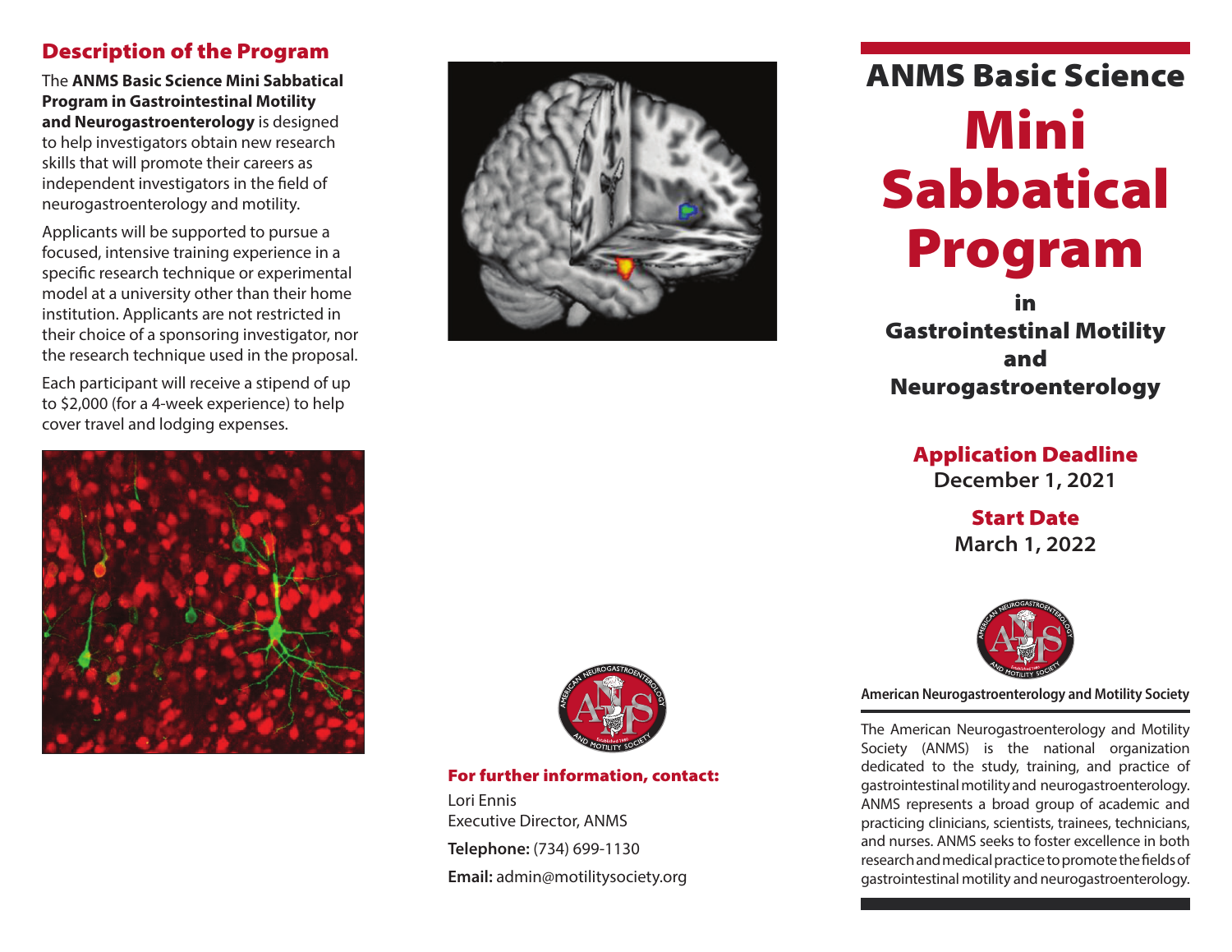## Description of the Program

The **ANMS Basic Science Mini Sabbatical Program in Gastrointestinal Motility and Neurogastroenterology** is designed to help investigators obtain new research skills that will promote their careers as independent investigators in the field of neurogastroenterology and motility.

Applicants will be supported to pursue a focused, intensive training experience in a specific research technique or experimental model at a university other than their home institution. Applicants are not restricted in their choice of a sponsoring investigator, nor the research technique used in the proposal.

Each participant will receive a stipend of up to $2,000 (for a 4-week experience) to help cover travel and lodging expenses.

### For further information, contact:

Lori Ennis
Executive Director, ANMS

**Telephone:** (734) 699-1130

**Email:** admin@motilitysociety.org

# ANMS Basic Science Mini Sabbatical Program

## in Gastrointestinal Motility and Neurogastroenterology

**Application Deadline**
December 1, 2021

**Start Date**
March 1, 2022

**American Neurogastroenterology and Motility Society**

The American Neurogastroenterology and Motility Society (ANMS) is the national organization dedicated to the study, training, and practice of gastrointestinal motility and neurogastroenterology. ANMS represents a broad group of academic and practicing clinicians, scientists, trainees, technicians, and nurses. ANMS seeks to foster excellence in both research and medical practice to promote the fields of gastrointestinal motility and neurogastroenterology.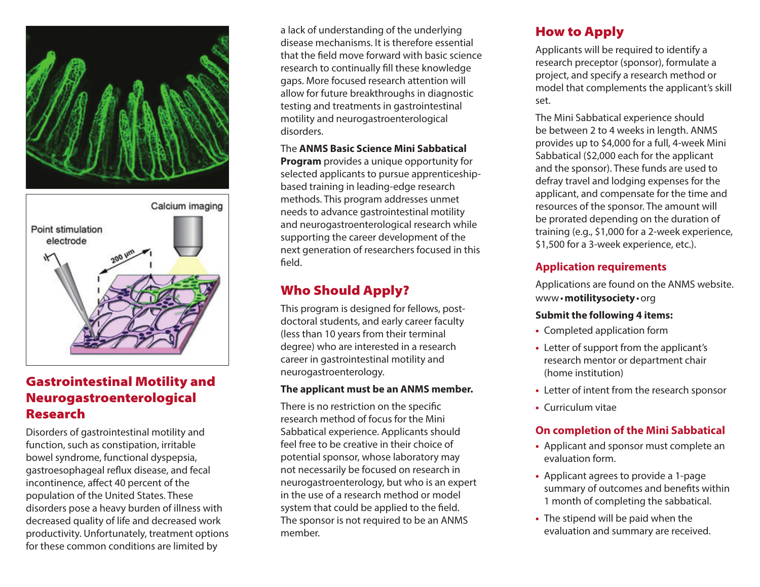## Gastrointestinal Motility and Neurogastroenterological Research

Disorders of gastrointestinal motility and function, such as constipation, irritable bowel syndrome, functional dyspepsia, gastroesophageal reflux disease, and fecal incontinence, affect 40 percent of the population of the United States. These disorders pose a heavy burden of illness with decreased quality of life and decreased work productivity. Unfortunately, treatment options for these common conditions are limited by a lack of understanding of the underlying disease mechanisms. It is therefore essential that the field move forward with basic science research to continually fill these knowledge gaps. More focused research attention will allow for future breakthroughs in diagnostic testing and treatments in gastrointestinal motility and neurogastroenterological disorders.

The **ANMS Basic Science Mini Sabbatical Program** provides a unique opportunity for selected applicants to pursue apprenticeship-based training in leading-edge research methods. This program addresses unmet needs to advance gastrointestinal motility and neurogastroenterological research while supporting the career development of the next generation of researchers focused in this field.

## Who Should Apply?

This program is designed for fellows, post-doctoral students, and early career faculty (less than 10 years from their terminal degree) who are interested in a research career in gastrointestinal motility and neurogastroenterology.

**The applicant must be an ANMS member.**

There is no restriction on the specific research method of focus for the Mini Sabbatical experience. Applicants should feel free to be creative in their choice of potential sponsor, whose laboratory may not necessarily be focused on research in neurogastroenterology, but who is an expert in the use of a research method or model system that could be applied to the field. The sponsor is not required to be an ANMS member.

## How to Apply

Applicants will be required to identify a research preceptor (sponsor), formulate a project, and specify a research method or model that complements the applicant's skill set.

The Mini Sabbatical experience should be between 2 to 4 weeks in length. ANMS provides up to $4,000 for a full, 4-week Mini Sabbatical ($2,000 each for the applicant and the sponsor). These funds are used to defray travel and lodging expenses for the applicant, and compensate for the time and resources of the sponsor. The amount will be prorated depending on the duration of training (e.g., $1,000 for a 2-week experience, $1,500 for a 3-week experience, etc.).

### Application requirements

Applications are found on the ANMS website.
www•**motilitysociety**•org

**Submit the following 4 items:**

- Completed application form
- Letter of support from the applicant's research mentor or department chair (home institution)
- Letter of intent from the research sponsor
- Curriculum vitae

### On completion of the Mini Sabbatical

- Applicant and sponsor must complete an evaluation form.
- Applicant agrees to provide a 1-page summary of outcomes and benefits within 1 month of completing the sabbatical.
- The stipend will be paid when the evaluation and summary are received.